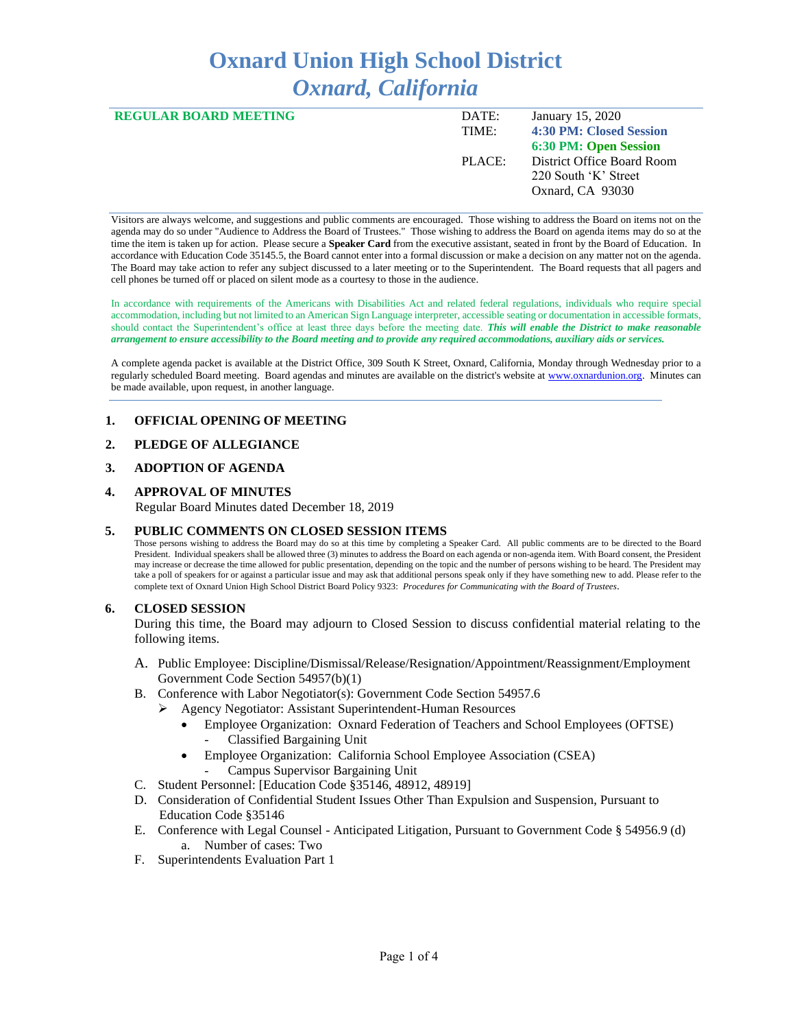# Oxnard Union High School District

## *Oxnard, California*

**REGULAR BOARD MEETING**

| | |
|---|---|
| DATE: | January 15, 2020 |
| TIME: | **4:30 PM: Closed Session** |
| | **6:30 PM: Open Session** |
| PLACE: | District Office Board Room<br>220 South 'K' Street<br>Oxnard, CA 93030 |

Visitors are always welcome, and suggestions and public comments are encouraged. Those wishing to address the Board on items not on the agenda may do so under "Audience to Address the Board of Trustees." Those wishing to address the Board on agenda items may do so at the time the item is taken up for action. Please secure a **Speaker Card** from the executive assistant, seated in front by the Board of Education. In accordance with Education Code 35145.5, the Board cannot enter into a formal discussion or make a decision on any matter not on the agenda. The Board may take action to refer any subject discussed to a later meeting or to the Superintendent. The Board requests that all pagers and cell phones be turned off or placed on silent mode as a courtesy to those in the audience.

In accordance with requirements of the Americans with Disabilities Act and related federal regulations, individuals who require special accommodation, including but not limited to an American Sign Language interpreter, accessible seating or documentation in accessible formats, should contact the Superintendent's office at least three days before the meeting date. ***This will enable the District to make reasonable arrangement to ensure accessibility to the Board meeting and to provide any required accommodations, auxiliary aids or services.***

A complete agenda packet is available at the District Office, 309 South K Street, Oxnard, California, Monday through Wednesday prior to a regularly scheduled Board meeting. Board agendas and minutes are available on the district's website at www.oxnardunion.org. Minutes can be made available, upon request, in another language.

---

**1. OFFICIAL OPENING OF MEETING**

**2. PLEDGE OF ALLEGIANCE**

**3. ADOPTION OF AGENDA**

**4. APPROVAL OF MINUTES**

Regular Board Minutes dated December 18, 2019

**5. PUBLIC COMMENTS ON CLOSED SESSION ITEMS**

Those persons wishing to address the Board may do so at this time by completing a Speaker Card. All public comments are to be directed to the Board President. Individual speakers shall be allowed three (3) minutes to address the Board on each agenda or non-agenda item. With Board consent, the President may increase or decrease the time allowed for public presentation, depending on the topic and the number of persons wishing to be heard. The President may take a poll of speakers for or against a particular issue and may ask that additional persons speak only if they have something new to add. Please refer to the complete text of Oxnard Union High School District Board Policy 9323: *Procedures for Communicating with the Board of Trustees*.

**6. CLOSED SESSION**

During this time, the Board may adjourn to Closed Session to discuss confidential material relating to the following items.

A. Public Employee: Discipline/Dismissal/Release/Resignation/Appointment/Reassignment/Employment Government Code Section 54957(b)(1)

B. Conference with Labor Negotiator(s): Government Code Section 54957.6
- ➢ Agency Negotiator: Assistant Superintendent-Human Resources
  - Employee Organization: Oxnard Federation of Teachers and School Employees (OFTSE)
    - Classified Bargaining Unit
  - Employee Organization: California School Employee Association (CSEA)
    - Campus Supervisor Bargaining Unit

C. Student Personnel: [Education Code §35146, 48912, 48919]

D. Consideration of Confidential Student Issues Other Than Expulsion and Suspension, Pursuant to Education Code §35146

E. Conference with Legal Counsel - Anticipated Litigation, Pursuant to Government Code § 54956.9 (d)
   a. Number of cases: Two

F. Superintendents Evaluation Part 1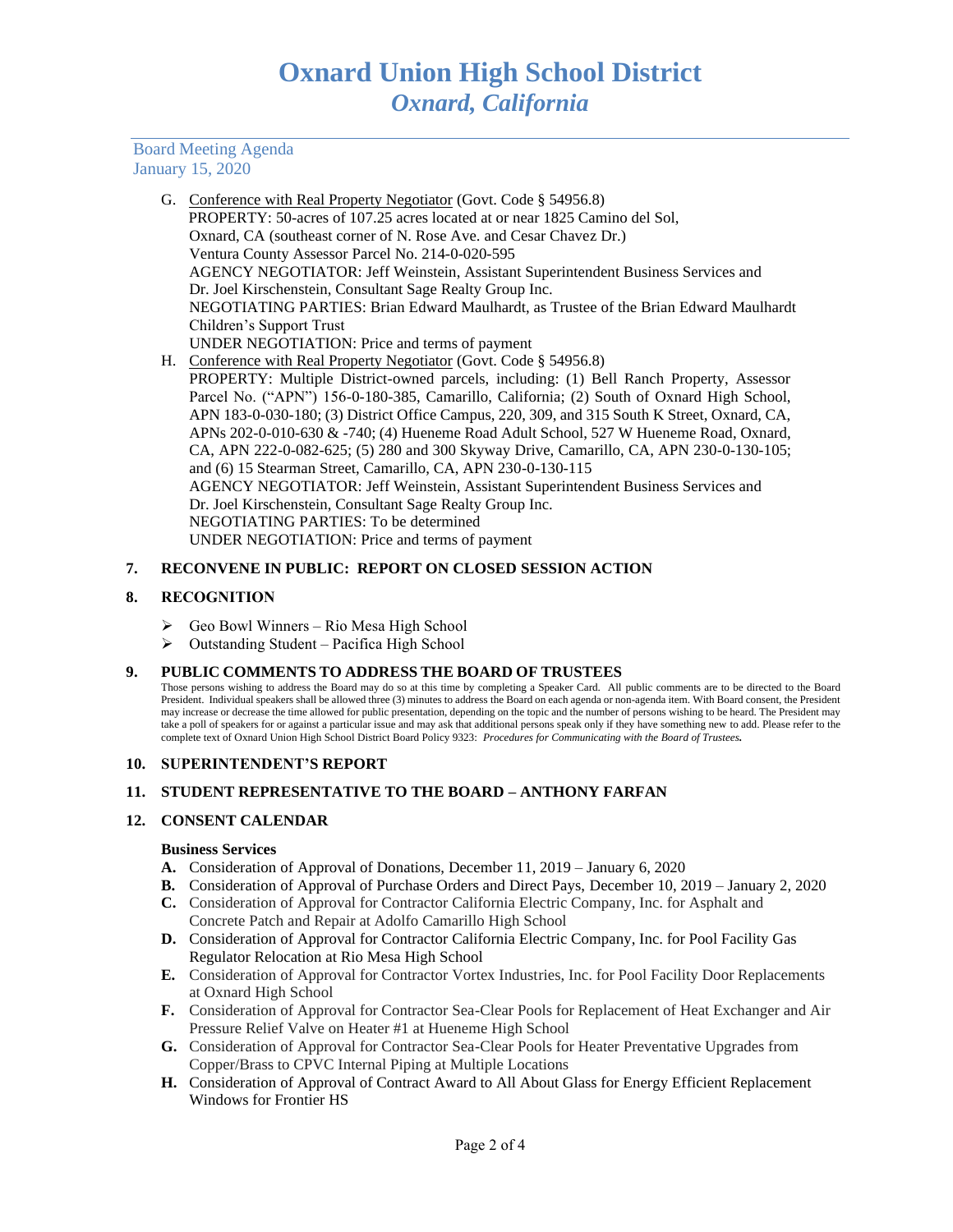G. Conference with Real Property Negotiator (Govt. Code § 54956.8)
PROPERTY: 50-acres of 107.25 acres located at or near 1825 Camino del Sol, Oxnard, CA (southeast corner of N. Rose Ave. and Cesar Chavez Dr.)
Ventura County Assessor Parcel No. 214-0-020-595
AGENCY NEGOTIATOR: Jeff Weinstein, Assistant Superintendent Business Services and Dr. Joel Kirschenstein, Consultant Sage Realty Group Inc.
NEGOTIATING PARTIES: Brian Edward Maulhardt, as Trustee of the Brian Edward Maulhardt Children's Support Trust
UNDER NEGOTIATION: Price and terms of payment

H. Conference with Real Property Negotiator (Govt. Code § 54956.8)
PROPERTY: Multiple District-owned parcels, including: (1) Bell Ranch Property, Assessor Parcel No. ("APN") 156-0-180-385, Camarillo, California; (2) South of Oxnard High School, APN 183-0-030-180; (3) District Office Campus, 220, 309, and 315 South K Street, Oxnard, CA, APNs 202-0-010-630 & -740; (4) Hueneme Road Adult School, 527 W Hueneme Road, Oxnard, CA, APN 222-0-082-625; (5) 280 and 300 Skyway Drive, Camarillo, CA, APN 230-0-130-105; and (6) 15 Stearman Street, Camarillo, CA, APN 230-0-130-115
AGENCY NEGOTIATOR: Jeff Weinstein, Assistant Superintendent Business Services and Dr. Joel Kirschenstein, Consultant Sage Realty Group Inc.
NEGOTIATING PARTIES: To be determined
UNDER NEGOTIATION: Price and terms of payment

## 7. RECONVENE IN PUBLIC: REPORT ON CLOSED SESSION ACTION

## 8. RECOGNITION

- Geo Bowl Winners – Rio Mesa High School
- Outstanding Student – Pacifica High School

## 9. PUBLIC COMMENTS TO ADDRESS THE BOARD OF TRUSTEES

Those persons wishing to address the Board may do so at this time by completing a Speaker Card. All public comments are to be directed to the Board President. Individual speakers shall be allowed three (3) minutes to address the Board on each agenda or non-agenda item. With Board consent, the President may increase or decrease the time allowed for public presentation, depending on the topic and the number of persons wishing to be heard. The President may take a poll of speakers for or against a particular issue and may ask that additional persons speak only if they have something new to add. Please refer to the complete text of Oxnard Union High School District Board Policy 9323: *Procedures for Communicating with the Board of Trustees.*

## 10. SUPERINTENDENT'S REPORT

## 11. STUDENT REPRESENTATIVE TO THE BOARD – ANTHONY FARFAN

## 12. CONSENT CALENDAR

**Business Services**

**A.** Consideration of Approval of Donations, December 11, 2019 – January 6, 2020
**B.** Consideration of Approval of Purchase Orders and Direct Pays, December 10, 2019 – January 2, 2020
**C.** Consideration of Approval for Contractor California Electric Company, Inc. for Asphalt and Concrete Patch and Repair at Adolfo Camarillo High School
**D.** Consideration of Approval for Contractor California Electric Company, Inc. for Pool Facility Gas Regulator Relocation at Rio Mesa High School
**E.** Consideration of Approval for Contractor Vortex Industries, Inc. for Pool Facility Door Replacements at Oxnard High School
**F.** Consideration of Approval for Contractor Sea-Clear Pools for Replacement of Heat Exchanger and Air Pressure Relief Valve on Heater #1 at Hueneme High School
**G.** Consideration of Approval for Contractor Sea-Clear Pools for Heater Preventative Upgrades from Copper/Brass to CPVC Internal Piping at Multiple Locations
**H.** Consideration of Approval of Contract Award to All About Glass for Energy Efficient Replacement Windows for Frontier HS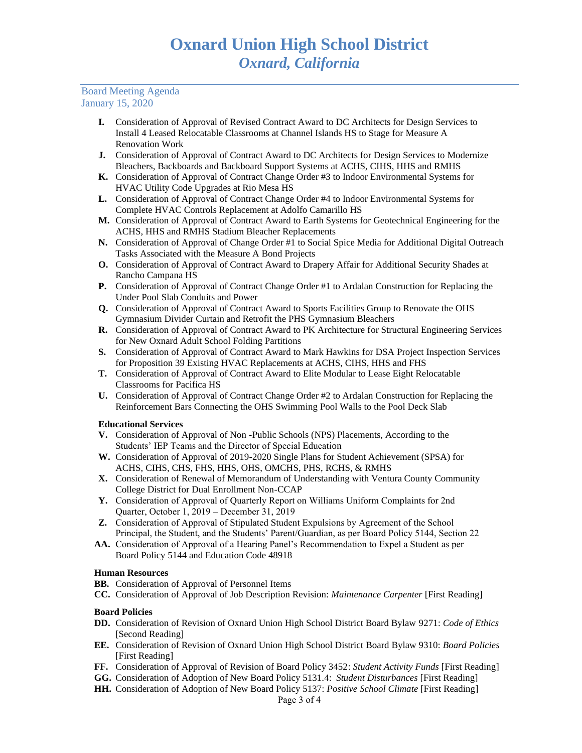# Oxnard Union High School District
## *Oxnard, California*

Board Meeting Agenda
January 15, 2020

- **I.** Consideration of Approval of Revised Contract Award to DC Architects for Design Services to Install 4 Leased Relocatable Classrooms at Channel Islands HS to Stage for Measure A Renovation Work
- **J.** Consideration of Approval of Contract Award to DC Architects for Design Services to Modernize Bleachers, Backboards and Backboard Support Systems at ACHS, CIHS, HHS and RMHS
- **K.** Consideration of Approval of Contract Change Order #3 to Indoor Environmental Systems for HVAC Utility Code Upgrades at Rio Mesa HS
- **L.** Consideration of Approval of Contract Change Order #4 to Indoor Environmental Systems for Complete HVAC Controls Replacement at Adolfo Camarillo HS
- **M.** Consideration of Approval of Contract Award to Earth Systems for Geotechnical Engineering for the ACHS, HHS and RMHS Stadium Bleacher Replacements
- **N.** Consideration of Approval of Change Order #1 to Social Spice Media for Additional Digital Outreach Tasks Associated with the Measure A Bond Projects
- **O.** Consideration of Approval of Contract Award to Drapery Affair for Additional Security Shades at Rancho Campana HS
- **P.** Consideration of Approval of Contract Change Order #1 to Ardalan Construction for Replacing the Under Pool Slab Conduits and Power
- **Q.** Consideration of Approval of Contract Award to Sports Facilities Group to Renovate the OHS Gymnasium Divider Curtain and Retrofit the PHS Gymnasium Bleachers
- **R.** Consideration of Approval of Contract Award to PK Architecture for Structural Engineering Services for New Oxnard Adult School Folding Partitions
- **S.** Consideration of Approval of Contract Award to Mark Hawkins for DSA Project Inspection Services for Proposition 39 Existing HVAC Replacements at ACHS, CIHS, HHS and FHS
- **T.** Consideration of Approval of Contract Award to Elite Modular to Lease Eight Relocatable Classrooms for Pacifica HS
- **U.** Consideration of Approval of Contract Change Order #2 to Ardalan Construction for Replacing the Reinforcement Bars Connecting the OHS Swimming Pool Walls to the Pool Deck Slab

**Educational Services**

- **V.** Consideration of Approval of Non -Public Schools (NPS) Placements, According to the Students' IEP Teams and the Director of Special Education
- **W.** Consideration of Approval of 2019-2020 Single Plans for Student Achievement (SPSA) for ACHS, CIHS, CHS, FHS, HHS, OHS, OMCHS, PHS, RCHS, & RMHS
- **X.** Consideration of Renewal of Memorandum of Understanding with Ventura County Community College District for Dual Enrollment Non-CCAP
- **Y.** Consideration of Approval of Quarterly Report on Williams Uniform Complaints for 2nd Quarter, October 1, 2019 – December 31, 2019
- **Z.** Consideration of Approval of Stipulated Student Expulsions by Agreement of the School Principal, the Student, and the Students' Parent/Guardian, as per Board Policy 5144, Section 22
- **AA.** Consideration of Approval of a Hearing Panel's Recommendation to Expel a Student as per Board Policy 5144 and Education Code 48918

**Human Resources**

- **BB.** Consideration of Approval of Personnel Items
- **CC.** Consideration of Approval of Job Description Revision: *Maintenance Carpenter* [First Reading]

**Board Policies**

- **DD.** Consideration of Revision of Oxnard Union High School District Board Bylaw 9271: *Code of Ethics* [Second Reading]
- **EE.** Consideration of Revision of Oxnard Union High School District Board Bylaw 9310: *Board Policies* [First Reading]
- **FF.** Consideration of Approval of Revision of Board Policy 3452: *Student Activity Funds* [First Reading]
- **GG.** Consideration of Adoption of New Board Policy 5131.4: *Student Disturbances* [First Reading]
- **HH.** Consideration of Adoption of New Board Policy 5137: *Positive School Climate* [First Reading]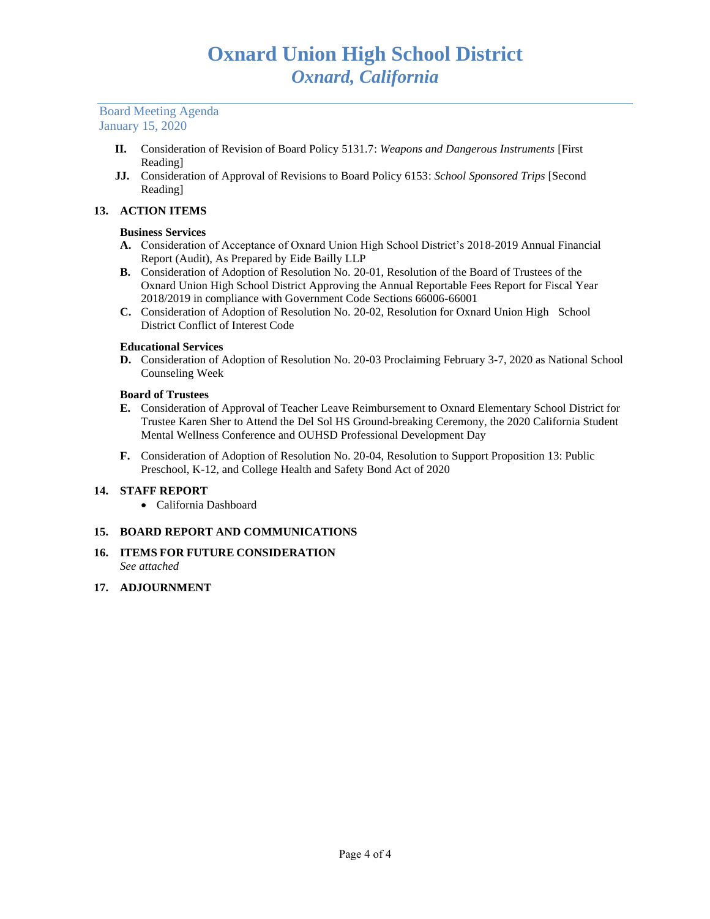Board Meeting Agenda
January 15, 2020

- **II.** Consideration of Revision of Board Policy 5131.7: *Weapons and Dangerous Instruments* [First Reading]
- **JJ.** Consideration of Approval of Revisions to Board Policy 6153: *School Sponsored Trips* [Second Reading]

## 13. ACTION ITEMS

**Business Services**

- **A.** Consideration of Acceptance of Oxnard Union High School District's 2018-2019 Annual Financial Report (Audit), As Prepared by Eide Bailly LLP
- **B.** Consideration of Adoption of Resolution No. 20-01, Resolution of the Board of Trustees of the Oxnard Union High School District Approving the Annual Reportable Fees Report for Fiscal Year 2018/2019 in compliance with Government Code Sections 66006-66001
- **C.** Consideration of Adoption of Resolution No. 20-02, Resolution for Oxnard Union High School District Conflict of Interest Code

**Educational Services**

- **D.** Consideration of Adoption of Resolution No. 20-03 Proclaiming February 3-7, 2020 as National School Counseling Week

**Board of Trustees**

- **E.** Consideration of Approval of Teacher Leave Reimbursement to Oxnard Elementary School District for Trustee Karen Sher to Attend the Del Sol HS Ground-breaking Ceremony, the 2020 California Student Mental Wellness Conference and OUHSD Professional Development Day
- **F.** Consideration of Adoption of Resolution No. 20-04, Resolution to Support Proposition 13: Public Preschool, K-12, and College Health and Safety Bond Act of 2020

## 14. STAFF REPORT

- California Dashboard

## 15. BOARD REPORT AND COMMUNICATIONS

## 16. ITEMS FOR FUTURE CONSIDERATION

*See attached*

## 17. ADJOURNMENT